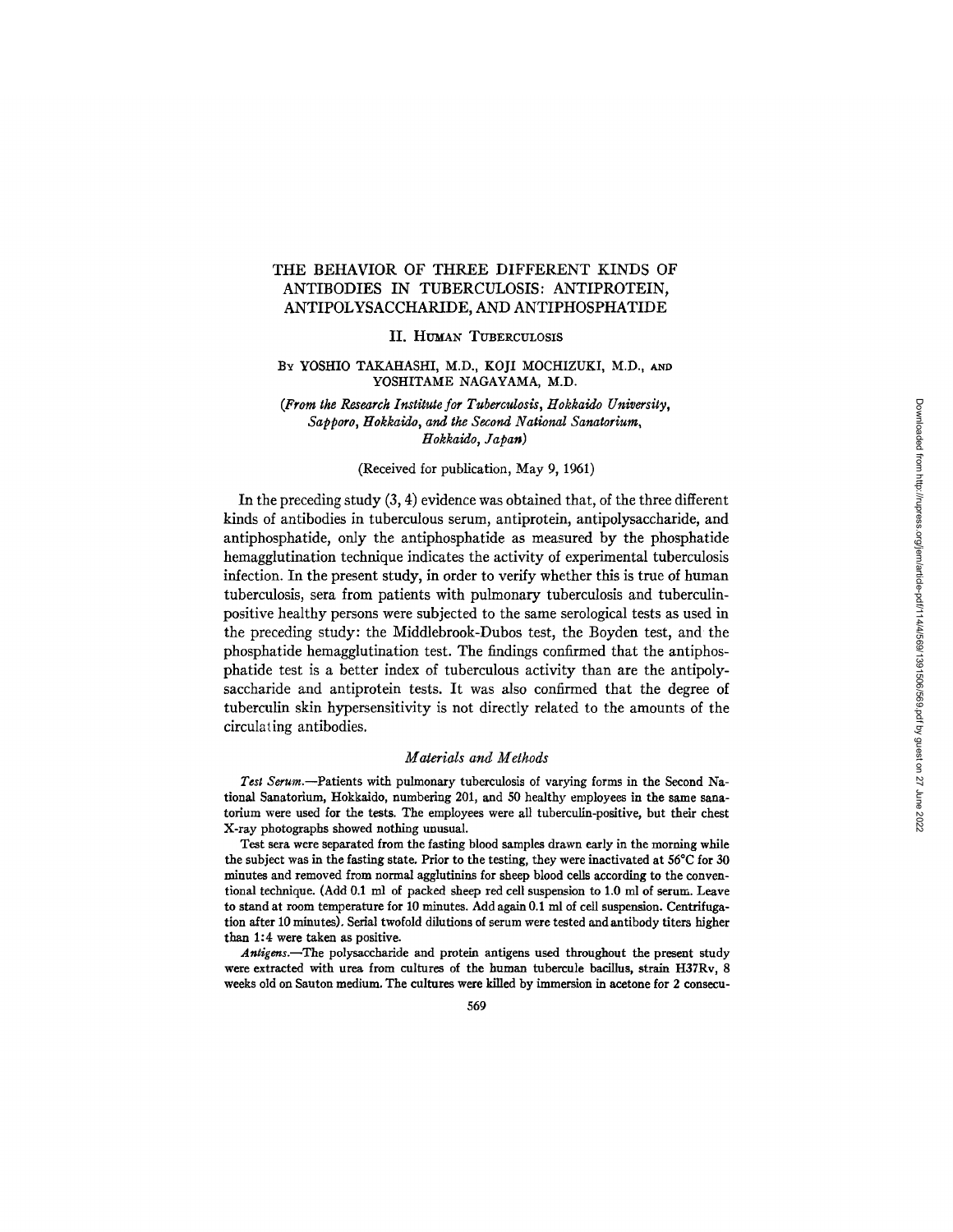# THE BEHAVIOR OF THREE DIFFERENT KINDS OF ANTIBODIES IN TUBERCULOSIS: ANTIPROTEIN, ANTIPOLYSACCHARIDE, AND ANTIPHOSPHATIDE

## II. HUMAN TUBERCULOSIS

By YOSHIO TAKAHASHI, M.D., KOJI MOCHIZUKI, M.D., AND YOSHITAME NAGAYAMA, M.D.

*(From the Research Institute for Tuberculosis, Hokkaido University, Sapporo, Hokkaido, and the Second National Sanatorium, Hokkaido, Japan)*

(Received for publication, May 9, 1961)

In the preceding study (3, 4) evidence was obtained that, of the three different kinds of antibodies in tuberculous serum, antiprotein, antipolysaccharide, and antiphosphatide, only the antiphosphatide as measured by the phosphatide hemagglutination technique indicates the activity of experimental tuberculosis infection. In the present study, in order to verify whether this is true of human tuberculosis, sera from patients with pulmonary tuberculosis and tuberculin-positive healthy persons were subjected to the same serological tests as used in the preceding study: the Middlebrook-Dubos test, the Boyden test, and the phosphatide hemagglutination test. The findings confirmed that the antiphosphatide test is a better index of tuberculous activity than are the antipolysaccharide and antiprotein tests. It was also confirmed that the degree of tuberculin skin hypersensitivity is not directly related to the amounts of the circulating antibodies.

### *Materials and Methods*

*Test Serum.*—Patients with pulmonary tuberculosis of varying forms in the Second National Sanatorium, Hokkaido, numbering 201, and 50 healthy employees in the same sanatorium were used for the tests. The employees were all tuberculin-positive, but their chest X-ray photographs showed nothing unusual.

Test sera were separated from the fasting blood samples drawn early in the morning while the subject was in the fasting state. Prior to the testing, they were inactivated at 56°C for 30 minutes and removed from normal agglutinins for sheep blood cells according to the conventional technique. (Add 0.1 ml of packed sheep red cell suspension to 1.0 ml of serum. Leave to stand at room temperature for 10 minutes. Add again 0.1 ml of cell suspension. Centrifugation after 10 minutes). Serial twofold dilutions of serum were tested and antibody titers higher than 1:4 were taken as positive.

*Antigens.*—The polysaccharide and protein antigens used throughout the present study were extracted with urea from cultures of the human tubercule bacillus, strain H37Rv, 8 weeks old on Sauton medium. The cultures were killed by immersion in acetone for 2 consecu-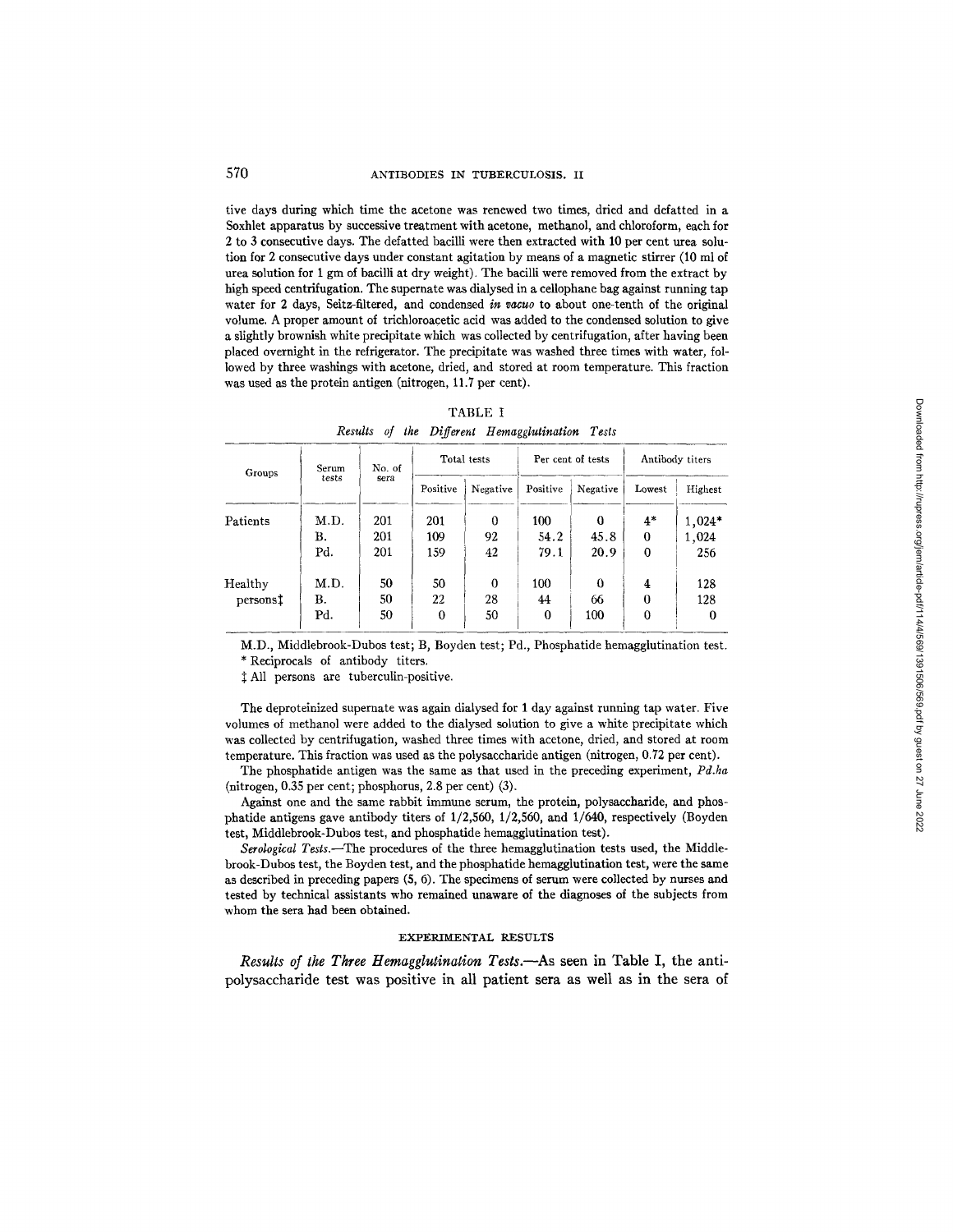tive days during which time the acetone was renewed two times, dried and defatted in a Soxhlet apparatus by successive treatment with acetone, methanol, and chloroform, each for 2 to 3 consecutive days. The defatted bacilli were then extracted with 10 per cent urea solution for 2 consecutive days under constant agitation by means of a magnetic stirrer (10 ml of urea solution for 1 gm of bacilli at dry weight). The bacilli were removed from the extract by high speed centrifugation. The supernate was dialysed in a cellophane bag against running tap water for 2 days, Seitz-filtered, and condensed *in vacuo* to about one-tenth of the original volume. A proper amount of trichloroacetic acid was added to the condensed solution to give a slightly brownish white precipitate which was collected by centrifugation, after having been placed overnight in the refrigerator. The precipitate was washed three times with water, followed by three washings with acetone, dried, and stored at room temperature. This fraction was used as the protein antigen (nitrogen, 11.7 per cent).

TABLE I

*Results of the Different Hemagglutination Tests*

| Groups | Serum tests | No. of sera | Total tests | | Per cent of tests | | Antibody titers | |
|---|---|---|---|---|---|---|---|---|
| | | | Positive | Negative | Positive | Negative | Lowest | Highest |
| Patients | M.D. | 201 | 201 | 0 | 100 | 0 | 4* | 1,024* |
| | B. | 201 | 109 | 92 | 54.2 | 45.8 | 0 | 1,024 |
| | Pd. | 201 | 159 | 42 | 79.1 | 20.9 | 0 | 256 |
| Healthy persons‡ | M.D. | 50 | 50 | 0 | 100 | 0 | 4 | 128 |
| | B. | 50 | 22 | 28 | 44 | 66 | 0 | 128 |
| | Pd. | 50 | 0 | 50 | 0 | 100 | 0 | 0 |

M.D., Middlebrook-Dubos test; B, Boyden test; Pd., Phosphatide hemagglutination test.

\* Reciprocals of antibody titers.

‡ All persons are tuberculin-positive.

The deproteinized supernate was again dialysed for 1 day against running tap water. Five volumes of methanol were added to the dialysed solution to give a white precipitate which was collected by centrifugation, washed three times with acetone, dried, and stored at room temperature. This fraction was used as the polysaccharide antigen (nitrogen, 0.72 per cent).

The phosphatide antigen was the same as that used in the preceding experiment, *Pd.ha* (nitrogen, 0.35 per cent; phosphorus, 2.8 per cent) (3).

Against one and the same rabbit immune serum, the protein, polysaccharide, and phosphatide antigens gave antibody titers of 1/2,560, 1/2,560, and 1/640, respectively (Boyden test, Middlebrook-Dubos test, and phosphatide hemagglutination test).

*Serological Tests.*—The procedures of the three hemagglutination tests used, the Middlebrook-Dubos test, the Boyden test, and the phosphatide hemagglutination test, were the same as described in preceding papers (5, 6). The specimens of serum were collected by nurses and tested by technical assistants who remained unaware of the diagnoses of the subjects from whom the sera had been obtained.

## EXPERIMENTAL RESULTS

*Results of the Three Hemagglutination Tests.*—As seen in Table I, the anti-polysaccharide test was positive in all patient sera as well as in the sera of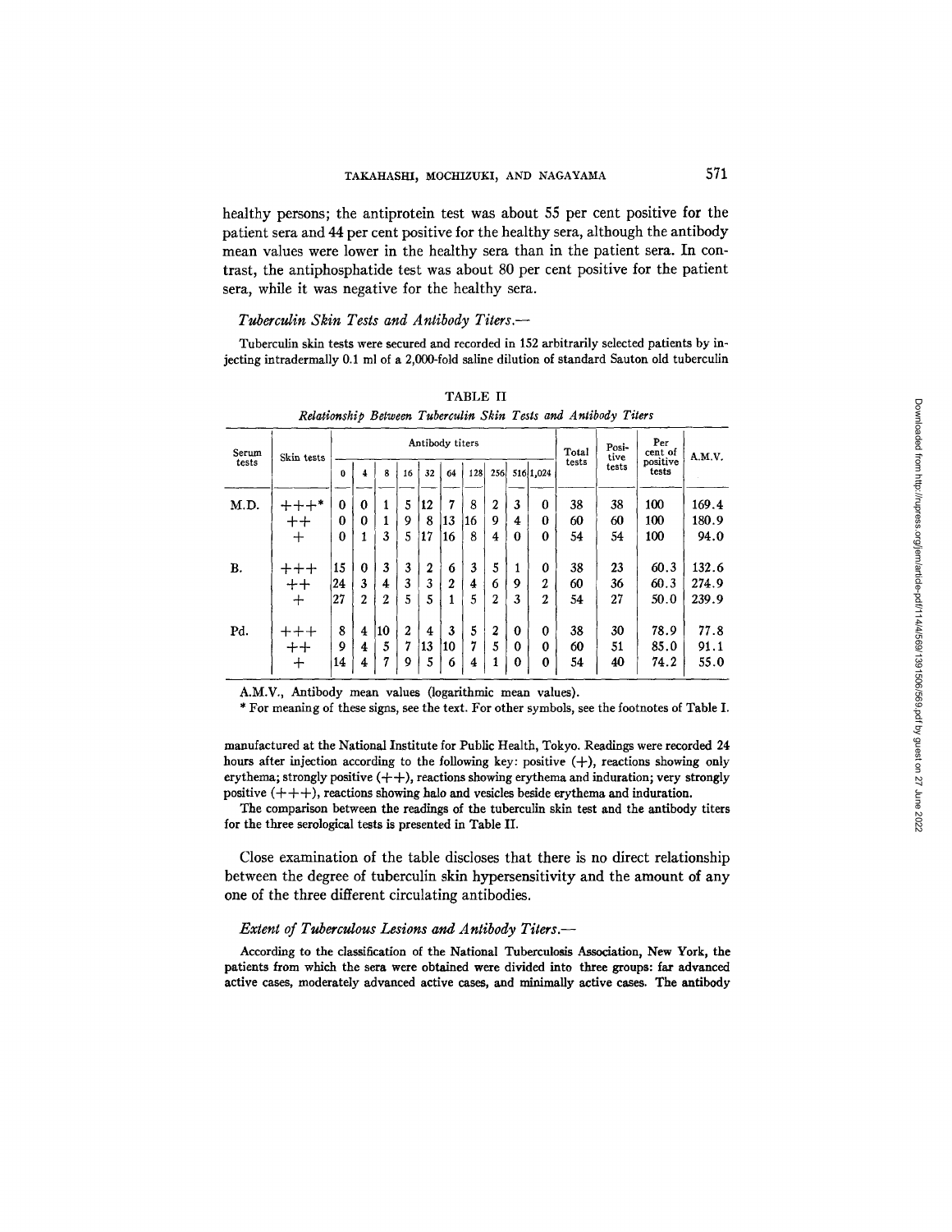healthy persons; the antiprotein test was about 55 per cent positive for the patient sera and 44 per cent positive for the healthy sera, although the antibody mean values were lower in the healthy sera than in the patient sera. In contrast, the antiphosphatide test was about 80 per cent positive for the patient sera, while it was negative for the healthy sera.

*Tuberculin Skin Tests and Antibody Titers.*—

Tuberculin skin tests were secured and recorded in 152 arbitrarily selected patients by injecting intradermally 0.1 ml of a 2,000-fold saline dilution of standard Sauton old tuberculin manufactured at the National Institute for Public Health, Tokyo. Readings were recorded 24 hours after injection according to the following key: positive (+), reactions showing only erythema; strongly positive (++), reactions showing erythema and induration; very strongly positive (+++), reactions showing halo and vesicles beside erythema and induration.

The comparison between the readings of the tuberculin skin test and the antibody titers for the three serological tests is presented in Table II.

TABLE II

*Relationship Between Tuberculin Skin Tests and Antibody Titers*

| Serum tests | Skin tests | Antibody titers | | | | | | | | | | Total tests | Positive tests | Per cent of positive tests | A.M.V. |
|---|---|---|---|---|---|---|---|---|---|---|---|---|---|---|---|
| | | 0 | 4 | 8 | 16 | 32 | 64 | 128 | 256 | 516 | 1,024 | | | | |
| M.D. | +++* | 0 | 0 | 1 | 5 | 12 | 7 | 8 | 2 | 3 | 0 | 38 | 38 | 100 | 169.4 |
| | ++ | 0 | 0 | 1 | 9 | 8 | 13 | 16 | 9 | 4 | 0 | 60 | 60 | 100 | 180.9 |
| | + | 0 | 1 | 3 | 5 | 17 | 16 | 8 | 4 | 0 | 0 | 54 | 54 | 100 | 94.0 |
| B. | +++ | 15 | 0 | 3 | 3 | 2 | 6 | 3 | 5 | 1 | 0 | 38 | 23 | 60.3 | 132.6 |
| | ++ | 24 | 3 | 4 | 3 | 3 | 2 | 4 | 6 | 9 | 2 | 60 | 36 | 60.3 | 274.9 |
| | + | 27 | 2 | 2 | 5 | 5 | 1 | 5 | 2 | 3 | 2 | 54 | 27 | 50.0 | 239.9 |
| Pd. | +++ | 8 | 4 | 10 | 2 | 4 | 3 | 5 | 2 | 0 | 0 | 38 | 30 | 78.9 | 77.8 |
| | ++ | 9 | 4 | 5 | 7 | 13 | 10 | 7 | 5 | 0 | 0 | 60 | 51 | 85.0 | 91.1 |
| | + | 14 | 4 | 7 | 9 | 5 | 6 | 4 | 1 | 0 | 0 | 54 | 40 | 74.2 | 55.0 |

A.M.V., Antibody mean values (logarithmic mean values).

\* For meaning of these signs, see the text. For other symbols, see the footnotes of Table I.

Close examination of the table discloses that there is no direct relationship between the degree of tuberculin skin hypersensitivity and the amount of any one of the three different circulating antibodies.

*Extent of Tuberculous Lesions and Antibody Titers.*—

According to the classification of the National Tuberculosis Association, New York, the patients from which the sera were obtained were divided into three groups: far advanced active cases, moderately advanced active cases, and minimally active cases. The antibody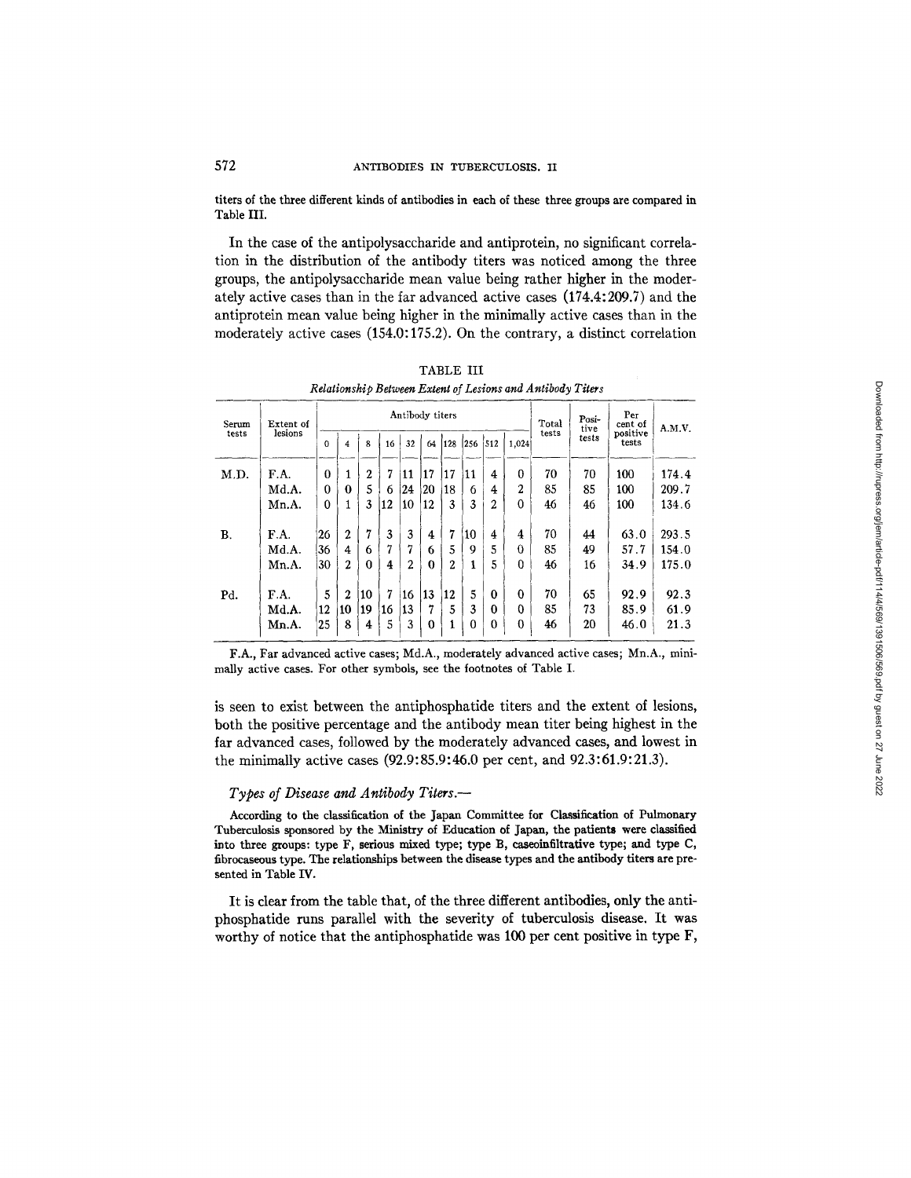titers of the three different kinds of antibodies in each of these three groups are compared in Table III.

In the case of the antipolysaccharide and antiprotein, no significant correlation in the distribution of the antibody titers was noticed among the three groups, the antipolysaccharide mean value being rather higher in the moderately active cases than in the far advanced active cases (174.4:209.7) and the antiprotein mean value being higher in the minimally active cases than in the moderately active cases (154.0:175.2). On the contrary, a distinct correlation is seen to exist between the antiphosphatide titers and the extent of lesions, both the positive percentage and the antibody mean titer being highest in the far advanced cases, followed by the moderately advanced cases, and lowest in the minimally active cases (92.9:85.9:46.0 per cent, and 92.3:61.9:21.3).

TABLE III

*Relationship Between Extent of Lesions and Antibody Titers*

| Serum tests | Extent of lesions | Antibody titers | | | | | | | | | | Total tests | Positive tests | Per cent of positive tests | A.M.V. |
|---|---|---|---|---|---|---|---|---|---|---|---|---|---|---|---|
| | | 0 | 4 | 8 | 16 | 32 | 64 | 128 | 256 | 512 | 1,024 | | | | |
| M.D. | F.A. | 0 | 1 | 2 | 7 | 11 | 17 | 17 | 11 | 4 | 0 | 70 | 70 | 100 | 174.4 |
| | Md.A. | 0 | 0 | 5 | 6 | 24 | 20 | 18 | 6 | 4 | 2 | 85 | 85 | 100 | 209.7 |
| | Mn.A. | 0 | 1 | 3 | 12 | 10 | 12 | 3 | 3 | 2 | 0 | 46 | 46 | 100 | 134.6 |
| B. | F.A. | 26 | 2 | 7 | 3 | 3 | 4 | 7 | 10 | 4 | 4 | 70 | 44 | 63.0 | 293.5 |
| | Md.A. | 36 | 4 | 6 | 7 | 7 | 6 | 5 | 9 | 5 | 0 | 85 | 49 | 57.7 | 154.0 |
| | Mn.A. | 30 | 2 | 0 | 4 | 2 | 0 | 2 | 1 | 5 | 0 | 46 | 16 | 34.9 | 175.0 |
| Pd. | F.A. | 5 | 2 | 10 | 7 | 16 | 13 | 12 | 5 | 0 | 0 | 70 | 65 | 92.9 | 92.3 |
| | Md.A. | 12 | 10 | 19 | 16 | 13 | 7 | 5 | 3 | 0 | 0 | 85 | 73 | 85.9 | 61.9 |
| | Mn.A. | 25 | 8 | 4 | 5 | 3 | 0 | 1 | 0 | 0 | 0 | 46 | 20 | 46.0 | 21.3 |

F.A., Far advanced active cases; Md.A., moderately advanced active cases; Mn.A., minimally active cases. For other symbols, see the footnotes of Table I.

*Types of Disease and Antibody Titers.—*

According to the classification of the Japan Committee for Classification of Pulmonary Tuberculosis sponsored by the Ministry of Education of Japan, the patients were classified into three groups: type F, serious mixed type; type B, caseoinfiltrative type; and type C, fibrocaseous type. The relationships between the disease types and the antibody titers are presented in Table IV.

It is clear from the table that, of the three different antibodies, only the antiphosphatide runs parallel with the severity of tuberculosis disease. It was worthy of notice that the antiphosphatide was 100 per cent positive in type F,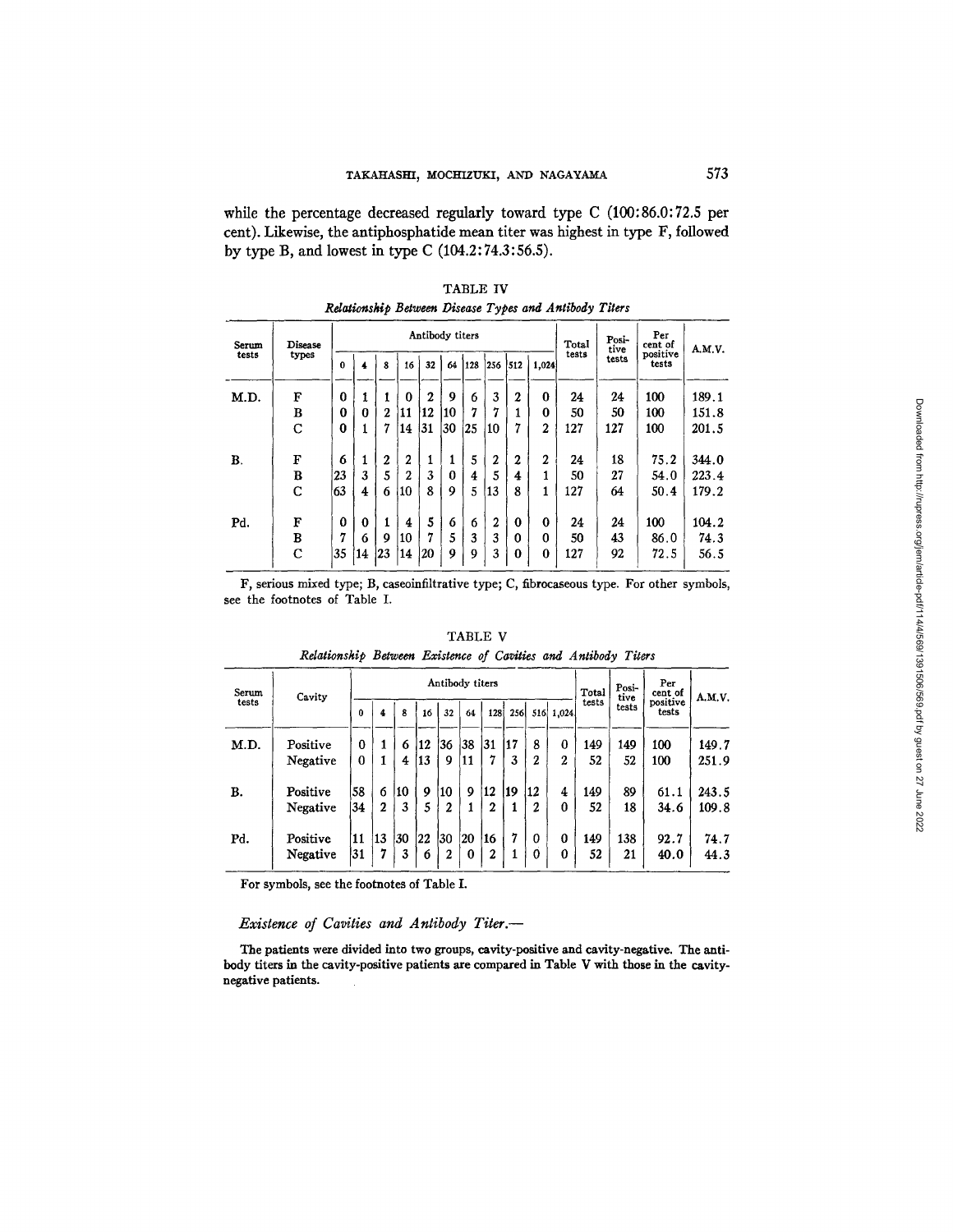while the percentage decreased regularly toward type C (100:86.0:72.5 per cent). Likewise, the antiphosphatide mean titer was highest in type F, followed by type B, and lowest in type C (104.2:74.3:56.5).

TABLE IV

*Relationship Between Disease Types and Antibody Titers*

| Serum tests | Disease types | Antibody titers | | | | | | | | | | Total tests | Positive tests | Per cent of positive tests | A.M.V. |
|---|---|---|---|---|---|---|---|---|---|---|---|---|---|---|---|
| | | 0 | 4 | 8 | 16 | 32 | 64 | 128 | 256 | 512 | 1,024 | | | | |
| M.D. | F | 0 | 1 | 1 | 0 | 2 | 9 | 6 | 3 | 2 | 0 | 24 | 24 | 100 | 189.1 |
| | B | 0 | 0 | 2 | 11 | 12 | 10 | 7 | 7 | 1 | 0 | 50 | 50 | 100 | 151.8 |
| | C | 0 | 1 | 7 | 14 | 31 | 30 | 25 | 10 | 7 | 2 | 127 | 127 | 100 | 201.5 |
| B. | F | 6 | 1 | 2 | 2 | 1 | 1 | 5 | 2 | 2 | 2 | 24 | 18 | 75.2 | 344.0 |
| | B | 23 | 3 | 5 | 2 | 3 | 0 | 4 | 5 | 4 | 1 | 50 | 27 | 54.0 | 223.4 |
| | C | 63 | 4 | 6 | 10 | 8 | 9 | 5 | 13 | 8 | 1 | 127 | 64 | 50.4 | 179.2 |
| Pd. | F | 0 | 0 | 1 | 4 | 5 | 6 | 6 | 2 | 0 | 0 | 24 | 24 | 100 | 104.2 |
| | B | 7 | 6 | 9 | 10 | 7 | 5 | 3 | 3 | 0 | 0 | 50 | 43 | 86.0 | 74.3 |
| | C | 35 | 14 | 23 | 14 | 20 | 9 | 9 | 3 | 0 | 0 | 127 | 92 | 72.5 | 56.5 |

F, serious mixed type; B, caseoinfiltrative type; C, fibrocaseous type. For other symbols, see the footnotes of Table I.

TABLE V

*Relationship Between Existence of Cavities and Antibody Titers*

| Serum tests | Cavity | Antibody titers | | | | | | | | | | Total tests | Positive tests | Per cent of positive tests | A.M.V. |
|---|---|---|---|---|---|---|---|---|---|---|---|---|---|---|---|
| | | 0 | 4 | 8 | 16 | 32 | 64 | 128 | 256 | 516 | 1,024 | | | | |
| M.D. | Positive | 0 | 1 | 6 | 12 | 36 | 38 | 31 | 17 | 8 | 0 | 149 | 149 | 100 | 149.7 |
| | Negative | 0 | 1 | 4 | 13 | 9 | 11 | 7 | 3 | 2 | 2 | 52 | 52 | 100 | 251.9 |
| B. | Positive | 58 | 6 | 10 | 9 | 10 | 9 | 12 | 19 | 12 | 4 | 149 | 89 | 61.1 | 243.5 |
| | Negative | 34 | 2 | 3 | 5 | 2 | 1 | 2 | 1 | 2 | 0 | 52 | 18 | 34.6 | 109.8 |
| Pd. | Positive | 11 | 13 | 30 | 22 | 30 | 20 | 16 | 7 | 0 | 0 | 149 | 138 | 92.7 | 74.7 |
| | Negative | 31 | 7 | 3 | 6 | 2 | 0 | 2 | 1 | 0 | 0 | 52 | 21 | 40.0 | 44.3 |

For symbols, see the footnotes of Table I.

### *Existence of Cavities and Antibody Titer.—*

The patients were divided into two groups, cavity-positive and cavity-negative. The antibody titers in the cavity-positive patients are compared in Table V with those in the cavity-negative patients.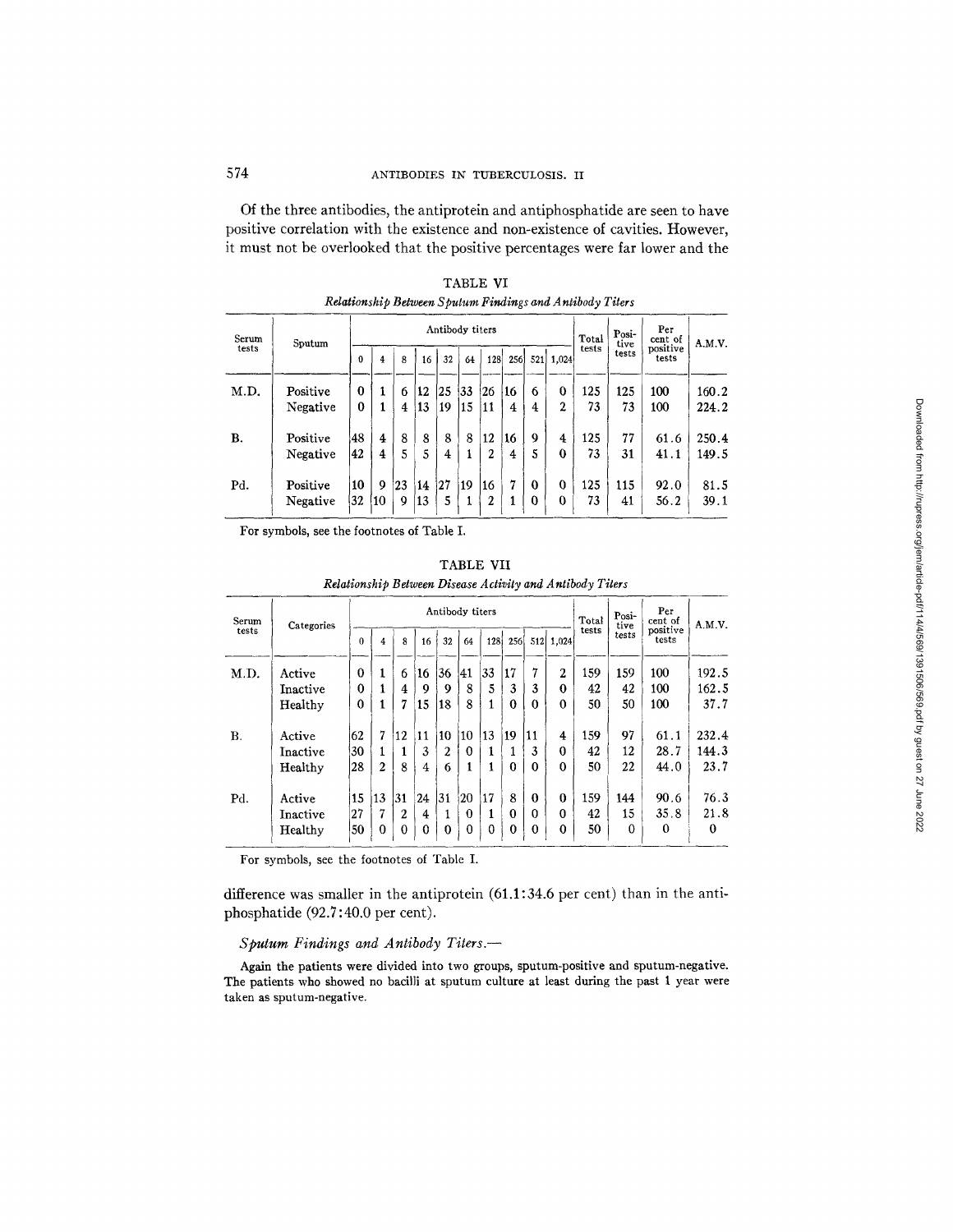Of the three antibodies, the antiprotein and antiphosphatide are seen to have positive correlation with the existence and non-existence of cavities. However, it must not be overlooked that the positive percentages were far lower and the difference was smaller in the antiprotein (61.1:34.6 per cent) than in the antiphosphatide (92.7:40.0 per cent).

TABLE VI

*Relationship Between Sputum Findings and Antibody Titers*

| Serum tests | Sputum | Antibody titers | | | | | | | | | | Total tests | Positive tests | Per cent of positive tests | A.M.V. |
|---|---|---|---|---|---|---|---|---|---|---|---|---|---|---|---|
| | | 0 | 4 | 8 | 16 | 32 | 64 | 128 | 256 | 521 | 1,024 | | | | |
| M.D. | Positive | 0 | 1 | 6 | 12 | 25 | 33 | 26 | 16 | 6 | 0 | 125 | 125 | 100 | 160.2 |
| | Negative | 0 | 1 | 4 | 13 | 19 | 15 | 11 | 4 | 4 | 2 | 73 | 73 | 100 | 224.2 |
| B. | Positive | 48 | 4 | 8 | 8 | 8 | 8 | 12 | 16 | 9 | 4 | 125 | 77 | 61.6 | 250.4 |
| | Negative | 42 | 4 | 5 | 5 | 4 | 1 | 2 | 4 | 5 | 0 | 73 | 31 | 41.1 | 149.5 |
| Pd. | Positive | 10 | 9 | 23 | 14 | 27 | 19 | 16 | 7 | 0 | 0 | 125 | 115 | 92.0 | 81.5 |
| | Negative | 32 | 10 | 9 | 13 | 5 | 1 | 2 | 1 | 0 | 0 | 73 | 41 | 56.2 | 39.1 |

For symbols, see the footnotes of Table I.

TABLE VII

*Relationship Between Disease Activity and Antibody Titers*

| Serum tests | Categories | Antibody titers | | | | | | | | | | Total tests | Positive tests | Per cent of positive tests | A.M.V. |
|---|---|---|---|---|---|---|---|---|---|---|---|---|---|---|---|
| | | 0 | 4 | 8 | 16 | 32 | 64 | 128 | 256 | 512 | 1,024 | | | | |
| M.D. | Active | 0 | 1 | 6 | 16 | 36 | 41 | 33 | 17 | 7 | 2 | 159 | 159 | 100 | 192.5 |
| | Inactive | 0 | 1 | 4 | 9 | 9 | 8 | 5 | 3 | 3 | 0 | 42 | 42 | 100 | 162.5 |
| | Healthy | 0 | 1 | 7 | 15 | 18 | 8 | 1 | 0 | 0 | 0 | 50 | 50 | 100 | 37.7 |
| B. | Active | 62 | 7 | 12 | 11 | 10 | 10 | 13 | 19 | 11 | 4 | 159 | 97 | 61.1 | 232.4 |
| | Inactive | 30 | 1 | 1 | 3 | 2 | 0 | 1 | 1 | 3 | 0 | 42 | 12 | 28.7 | 144.3 |
| | Healthy | 28 | 2 | 8 | 4 | 6 | 1 | 1 | 0 | 0 | 0 | 50 | 22 | 44.0 | 23.7 |
| Pd. | Active | 15 | 13 | 31 | 24 | 31 | 20 | 17 | 8 | 0 | 0 | 159 | 144 | 90.6 | 76.3 |
| | Inactive | 27 | 7 | 2 | 4 | 1 | 0 | 1 | 0 | 0 | 0 | 42 | 15 | 35.8 | 21.8 |
| | Healthy | 50 | 0 | 0 | 0 | 0 | 0 | 0 | 0 | 0 | 0 | 50 | 0 | 0 | 0 |

For symbols, see the footnotes of Table I.

*Sputum Findings and Antibody Titers.—*

Again the patients were divided into two groups, sputum-positive and sputum-negative. The patients who showed no bacilli at sputum culture at least during the past 1 year were taken as sputum-negative.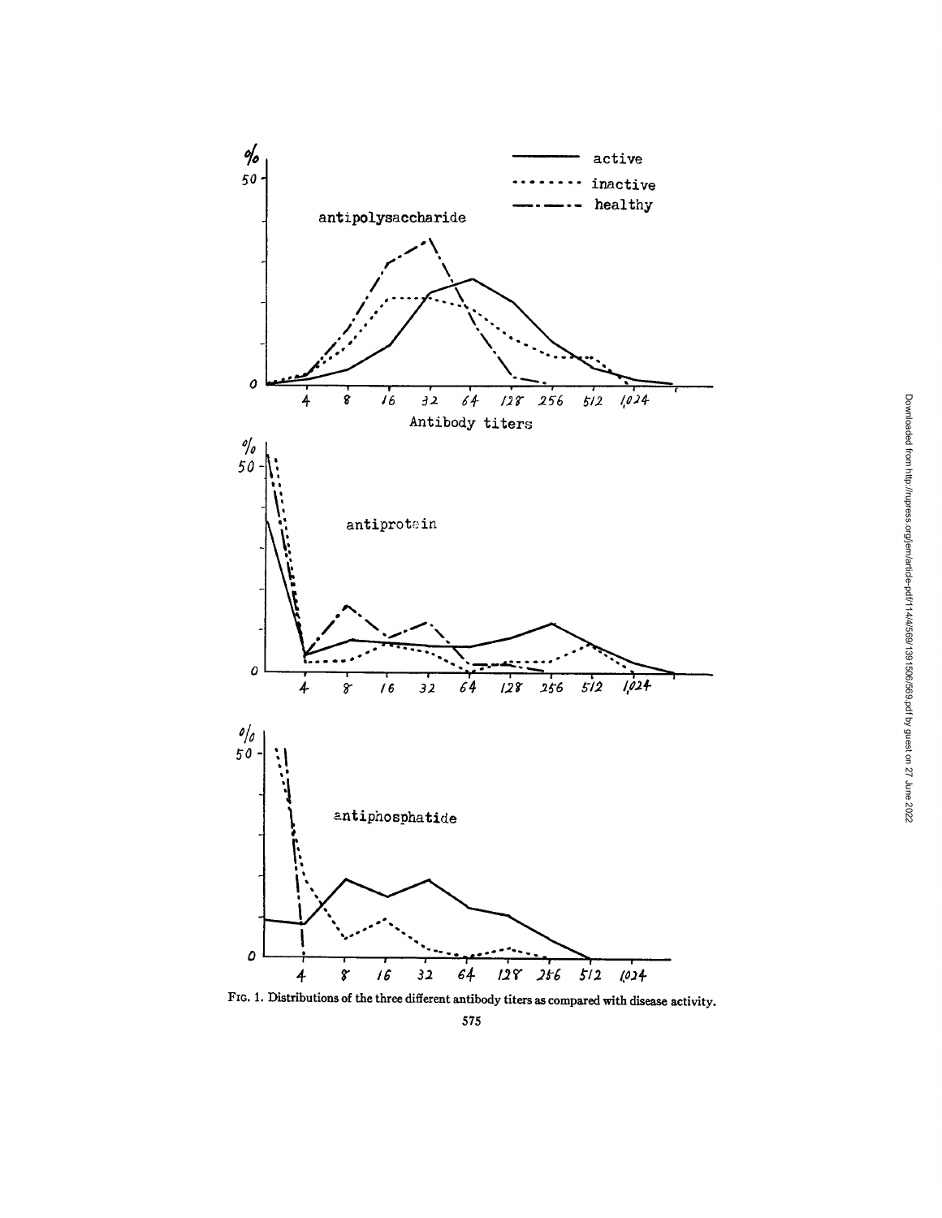FIG. 1. Distributions of the three different antibody titers as compared with disease activity.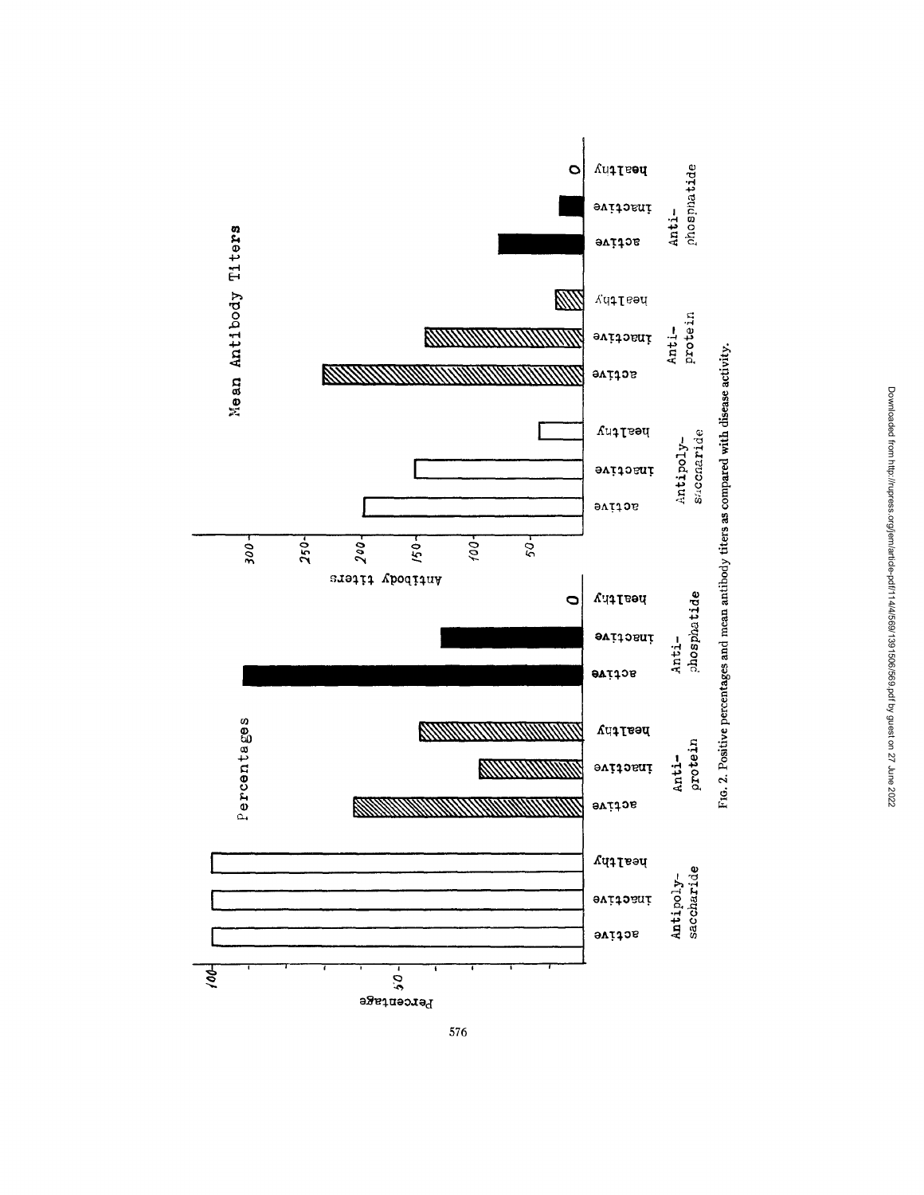FIG. 2. Positive percentages and mean antibody titers as compared with disease activity.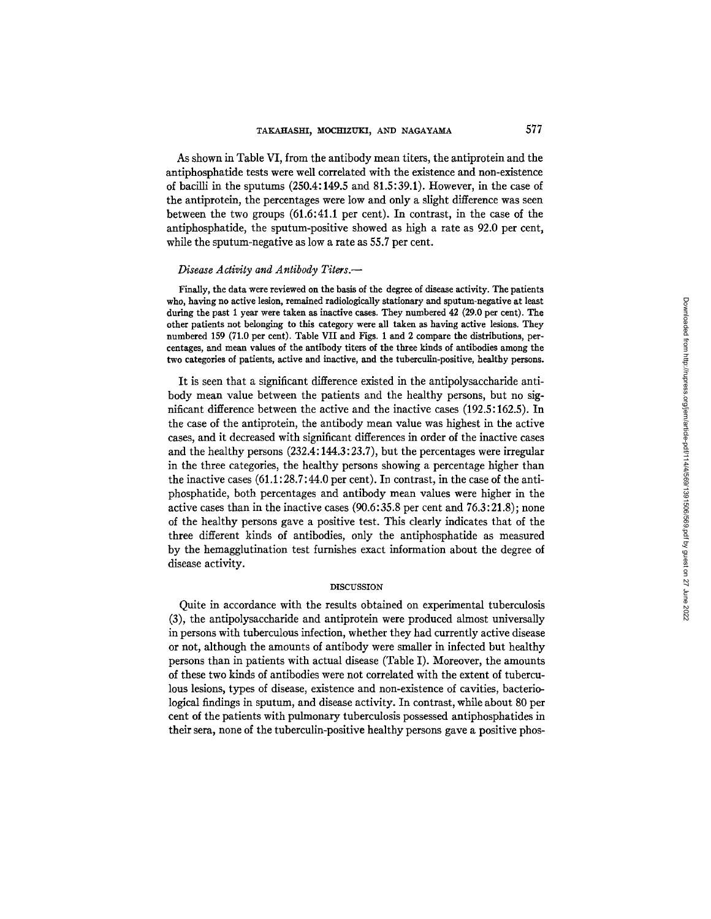As shown in Table VI, from the antibody mean titers, the antiprotein and the antiphosphatide tests were well correlated with the existence and non-existence of bacilli in the sputums (250.4:149.5 and 81.5:39.1). However, in the case of the antiprotein, the percentages were low and only a slight difference was seen between the two groups (61.6:41.1 per cent). In contrast, in the case of the antiphosphatide, the sputum-positive showed as high a rate as 92.0 per cent, while the sputum-negative as low a rate as 55.7 per cent.

*Disease Activity and Antibody Titers.—*

Finally, the data were reviewed on the basis of the degree of disease activity. The patients who, having no active lesion, remained radiologically stationary and sputum-negative at least during the past 1 year were taken as inactive cases. They numbered 42 (29.0 per cent). The other patients not belonging to this category were all taken as having active lesions. They numbered 159 (71.0 per cent). Table VII and Figs. 1 and 2 compare the distributions, percentages, and mean values of the antibody titers of the three kinds of antibodies among the two categories of patients, active and inactive, and the tuberculin-positive, healthy persons.

It is seen that a significant difference existed in the antipolysaccharide antibody mean value between the patients and the healthy persons, but no significant difference between the active and the inactive cases (192.5:162.5). In the case of the antiprotein, the antibody mean value was highest in the active cases, and it decreased with significant differences in order of the inactive cases and the healthy persons (232.4:144.3:23.7), but the percentages were irregular in the three categories, the healthy persons showing a percentage higher than the inactive cases (61.1:28.7:44.0 per cent). In contrast, in the case of the antiphosphatide, both percentages and antibody mean values were higher in the active cases than in the inactive cases (90.6:35.8 per cent and 76.3:21.8); none of the healthy persons gave a positive test. This clearly indicates that of the three different kinds of antibodies, only the antiphosphatide as measured by the hemagglutination test furnishes exact information about the degree of disease activity.

## DISCUSSION

Quite in accordance with the results obtained on experimental tuberculosis (3), the antipolysaccharide and antiprotein were produced almost universally in persons with tuberculous infection, whether they had currently active disease or not, although the amounts of antibody were smaller in infected but healthy persons than in patients with actual disease (Table I). Moreover, the amounts of these two kinds of antibodies were not correlated with the extent of tuberculous lesions, types of disease, existence and non-existence of cavities, bacteriological findings in sputum, and disease activity. In contrast, while about 80 per cent of the patients with pulmonary tuberculosis possessed antiphosphatides in their sera, none of the tuberculin-positive healthy persons gave a positive phos-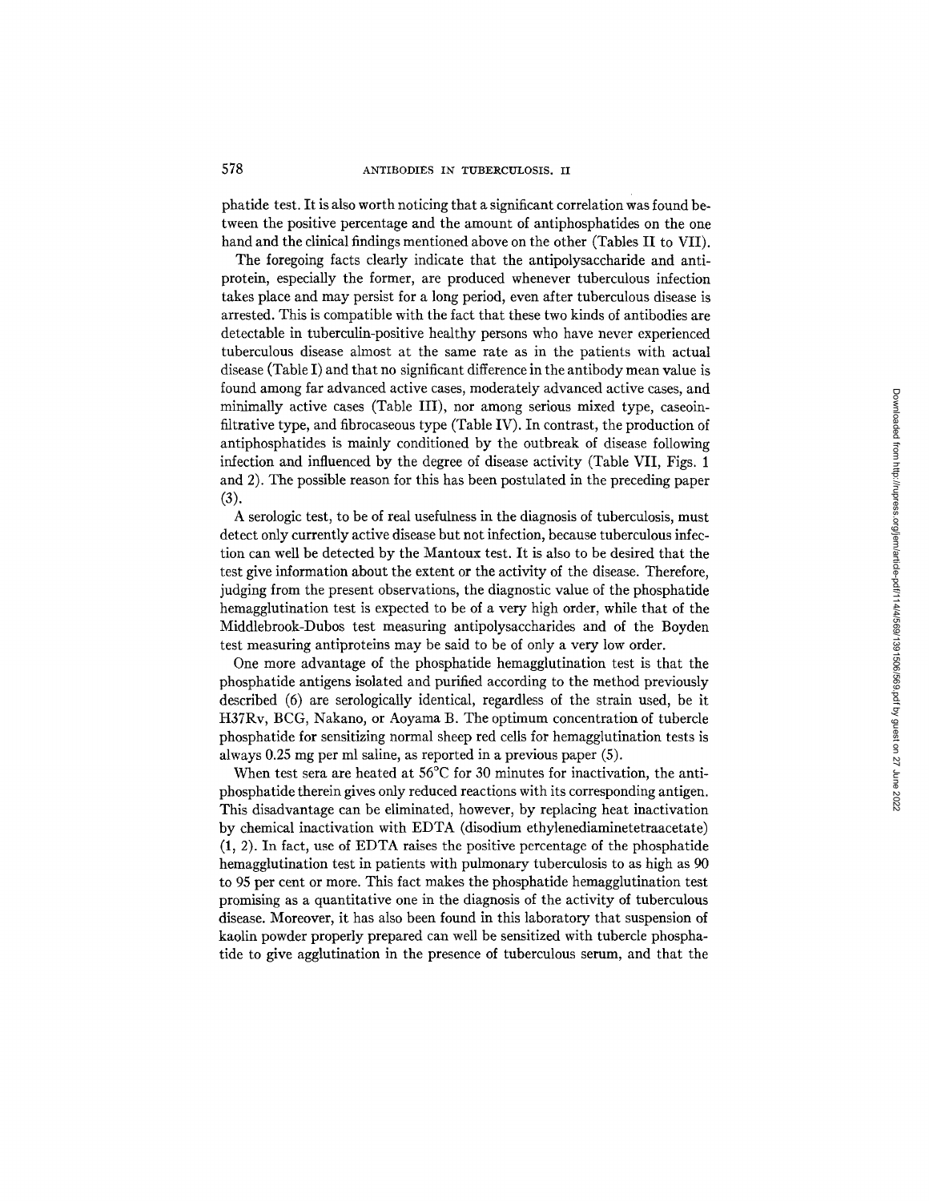phatide test. It is also worth noticing that a significant correlation was found between the positive percentage and the amount of antiphosphatides on the one hand and the clinical findings mentioned above on the other (Tables II to VII).

The foregoing facts clearly indicate that the antipolysaccharide and antiprotein, especially the former, are produced whenever tuberculous infection takes place and may persist for a long period, even after tuberculous disease is arrested. This is compatible with the fact that these two kinds of antibodies are detectable in tuberculin-positive healthy persons who have never experienced tuberculous disease almost at the same rate as in the patients with actual disease (Table I) and that no significant difference in the antibody mean value is found among far advanced active cases, moderately advanced active cases, and minimally active cases (Table III), nor among serious mixed type, caseoinfiltrative type, and fibrocaseous type (Table IV). In contrast, the production of antiphosphatides is mainly conditioned by the outbreak of disease following infection and influenced by the degree of disease activity (Table VII, Figs. 1 and 2). The possible reason for this has been postulated in the preceding paper (3).

A serologic test, to be of real usefulness in the diagnosis of tuberculosis, must detect only currently active disease but not infection, because tuberculous infection can well be detected by the Mantoux test. It is also to be desired that the test give information about the extent or the activity of the disease. Therefore, judging from the present observations, the diagnostic value of the phosphatide hemagglutination test is expected to be of a very high order, while that of the Middlebrook-Dubos test measuring antipolysaccharides and of the Boyden test measuring antiproteins may be said to be of only a very low order.

One more advantage of the phosphatide hemagglutination test is that the phosphatide antigens isolated and purified according to the method previously described (6) are serologically identical, regardless of the strain used, be it H37Rv, BCG, Nakano, or Aoyama B. The optimum concentration of tubercle phosphatide for sensitizing normal sheep red cells for hemagglutination tests is always 0.25 mg per ml saline, as reported in a previous paper (5).

When test sera are heated at 56°C for 30 minutes for inactivation, the antiphosphatide therein gives only reduced reactions with its corresponding antigen. This disadvantage can be eliminated, however, by replacing heat inactivation by chemical inactivation with EDTA (disodium ethylenediaminetetraacetate) (1, 2). In fact, use of EDTA raises the positive percentage of the phosphatide hemagglutination test in patients with pulmonary tuberculosis to as high as 90 to 95 per cent or more. This fact makes the phosphatide hemagglutination test promising as a quantitative one in the diagnosis of the activity of tuberculous disease. Moreover, it has also been found in this laboratory that suspension of kaolin powder properly prepared can well be sensitized with tubercle phosphatide to give agglutination in the presence of tuberculous serum, and that the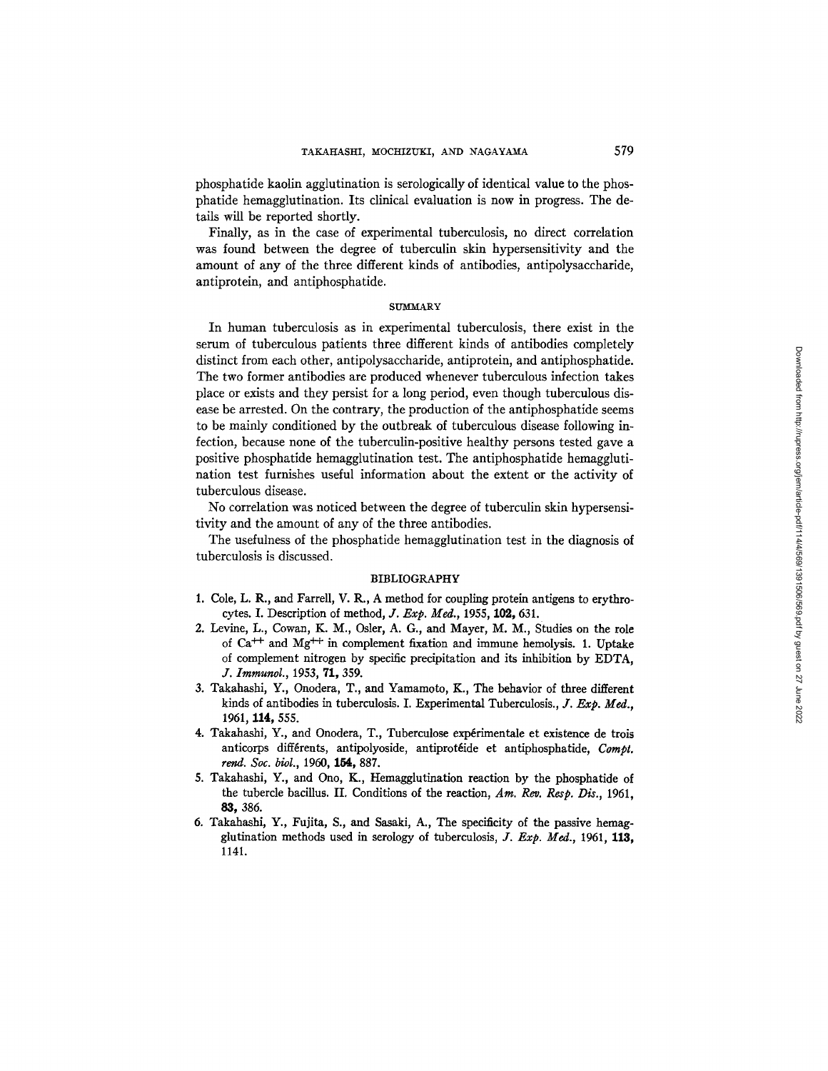phosphatide kaolin agglutination is serologically of identical value to the phosphatide hemagglutination. Its clinical evaluation is now in progress. The details will be reported shortly.

Finally, as in the case of experimental tuberculosis, no direct correlation was found between the degree of tuberculin skin hypersensitivity and the amount of any of the three different kinds of antibodies, antipolysaccharide, antiprotein, and antiphosphatide.

## SUMMARY

In human tuberculosis as in experimental tuberculosis, there exist in the serum of tuberculous patients three different kinds of antibodies completely distinct from each other, antipolysaccharide, antiprotein, and antiphosphatide. The two former antibodies are produced whenever tuberculous infection takes place or exists and they persist for a long period, even though tuberculous disease be arrested. On the contrary, the production of the antiphosphatide seems to be mainly conditioned by the outbreak of tuberculous disease following infection, because none of the tuberculin-positive healthy persons tested gave a positive phosphatide hemagglutination test. The antiphosphatide hemagglutination test furnishes useful information about the extent or the activity of tuberculous disease.

No correlation was noticed between the degree of tuberculin skin hypersensitivity and the amount of any of the three antibodies.

The usefulness of the phosphatide hemagglutination test in the diagnosis of tuberculosis is discussed.

## BIBLIOGRAPHY

1. Cole, L. R., and Farrell, V. R., A method for coupling protein antigens to erythrocytes. I. Description of method, *J. Exp. Med.*, 1955, **102,** 631.
2. Levine, L., Cowan, K. M., Osler, A. G., and Mayer, M. M., Studies on the role of $Ca^{++}$ and $Mg^{++}$ in complement fixation and immune hemolysis. 1. Uptake of complement nitrogen by specific precipitation and its inhibition by EDTA, *J. Immunol.*, 1953, **71,** 359.
3. Takahashi, Y., Onodera, T., and Yamamoto, K., The behavior of three different kinds of antibodies in tuberculosis. I. Experimental Tuberculosis., *J. Exp. Med.*, 1961, **114,** 555.
4. Takahashi, Y., and Onodera, T., Tuberculose expérimentale et existence de trois anticorps différents, antipolyoside, antiprotéide et antiphosphatide, *Compt. rend. Soc. biol.*, 1960, **154,** 887.
5. Takahashi, Y., and Ono, K., Hemagglutination reaction by the phosphatide of the tubercle bacillus. II. Conditions of the reaction, *Am. Rev. Resp. Dis.*, 1961, **83,** 386.
6. Takahashi, Y., Fujita, S., and Sasaki, A., The specificity of the passive hemagglutination methods used in serology of tuberculosis, *J. Exp. Med.*, 1961, **113,** 1141.